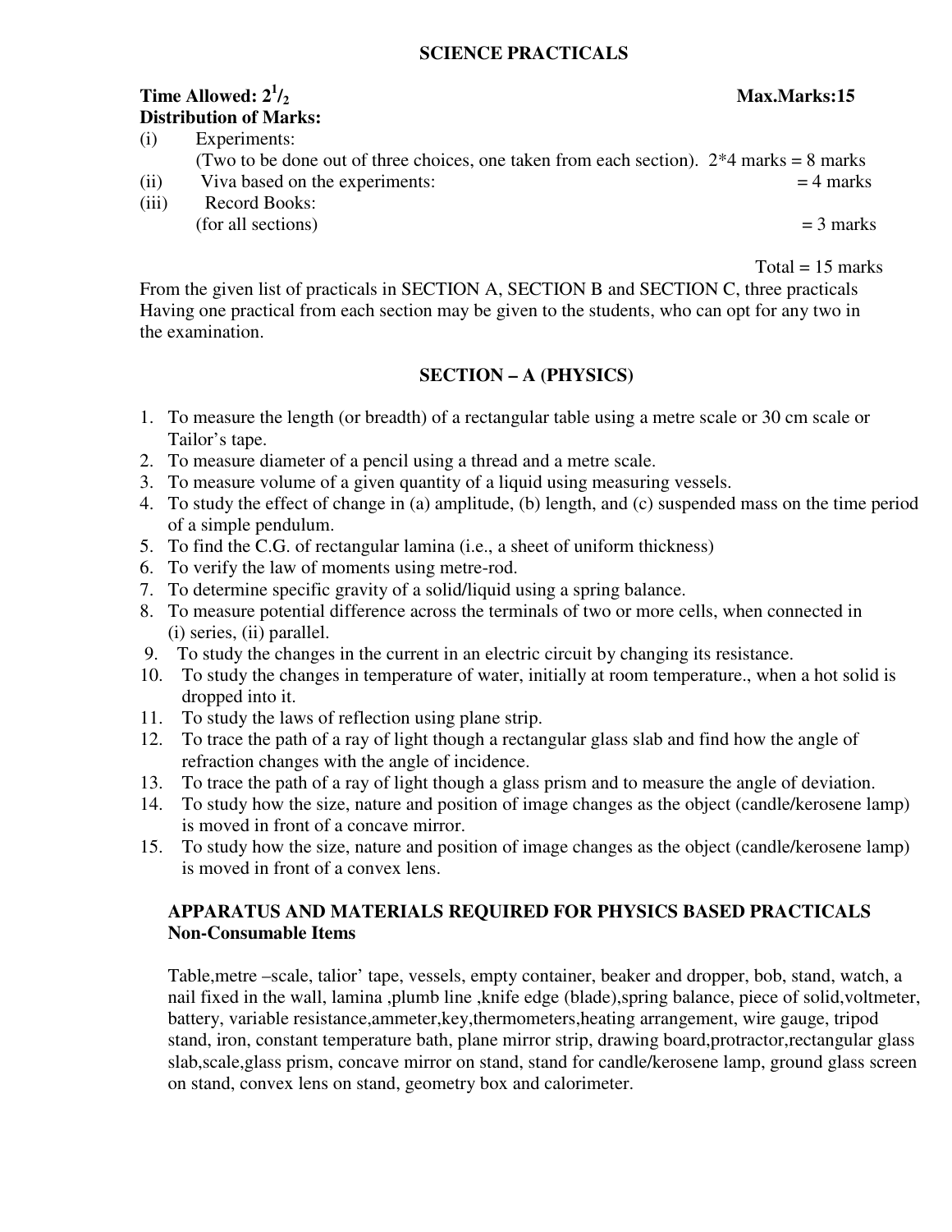# SCIENCE PRACTICALS

**Time Allowed: $2^1/_2$** **Max.Marks:15**

**Distribution of Marks:**

(i) Experiments:
(Two to be done out of three choices, one taken from each section). 2*4 marks = 8 marks

(ii) Viva based on the experiments: = 4 marks

(iii) Record Books:
(for all sections) = 3 marks

Total = 15 marks

From the given list of practicals in SECTION A, SECTION B and SECTION C, three practicals Having one practical from each section may be given to the students, who can opt for any two in the examination.

## SECTION – A (PHYSICS)

1. To measure the length (or breadth) of a rectangular table using a metre scale or 30 cm scale or Tailor's tape.
2. To measure diameter of a pencil using a thread and a metre scale.
3. To measure volume of a given quantity of a liquid using measuring vessels.
4. To study the effect of change in (a) amplitude, (b) length, and (c) suspended mass on the time period of a simple pendulum.
5. To find the C.G. of rectangular lamina (i.e., a sheet of uniform thickness)
6. To verify the law of moments using metre-rod.
7. To determine specific gravity of a solid/liquid using a spring balance.
8. To measure potential difference across the terminals of two or more cells, when connected in (i) series, (ii) parallel.
9. To study the changes in the current in an electric circuit by changing its resistance.
10. To study the changes in temperature of water, initially at room temperature., when a hot solid is dropped into it.
11. To study the laws of reflection using plane strip.
12. To trace the path of a ray of light though a rectangular glass slab and find how the angle of refraction changes with the angle of incidence.
13. To trace the path of a ray of light though a glass prism and to measure the angle of deviation.
14. To study how the size, nature and position of image changes as the object (candle/kerosene lamp) is moved in front of a concave mirror.
15. To study how the size, nature and position of image changes as the object (candle/kerosene lamp) is moved in front of a convex lens.

### APPARATUS AND MATERIALS REQUIRED FOR PHYSICS BASED PRACTICALS
**Non-Consumable Items**

Table,metre –scale, talior' tape, vessels, empty container, beaker and dropper, bob, stand, watch, a nail fixed in the wall, lamina ,plumb line ,knife edge (blade),spring balance, piece of solid,voltmeter, battery, variable resistance,ammeter,key,thermometers,heating arrangement, wire gauge, tripod stand, iron, constant temperature bath, plane mirror strip, drawing board,protractor,rectangular glass slab,scale,glass prism, concave mirror on stand, stand for candle/kerosene lamp, ground glass screen on stand, convex lens on stand, geometry box and calorimeter.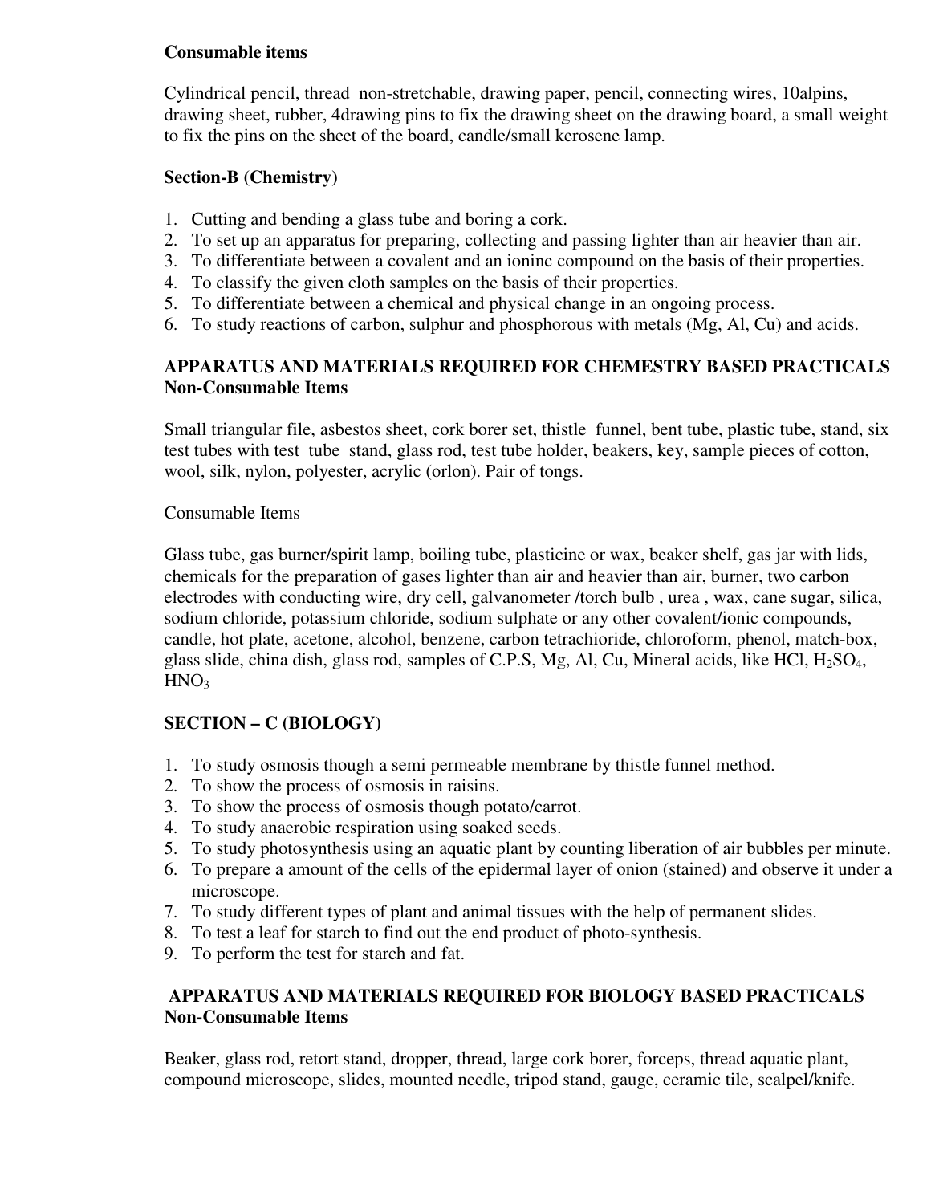**Consumable items**

Cylindrical pencil, thread non-stretchable, drawing paper, pencil, connecting wires, 10alpins, drawing sheet, rubber, 4drawing pins to fix the drawing sheet on the drawing board, a small weight to fix the pins on the sheet of the board, candle/small kerosene lamp.

**Section-B (Chemistry)**

1. Cutting and bending a glass tube and boring a cork.
2. To set up an apparatus for preparing, collecting and passing lighter than air heavier than air.
3. To differentiate between a covalent and an ioninc compound on the basis of their properties.
4. To classify the given cloth samples on the basis of their properties.
5. To differentiate between a chemical and physical change in an ongoing process.
6. To study reactions of carbon, sulphur and phosphorous with metals (Mg, Al, Cu) and acids.

**APPARATUS AND MATERIALS REQUIRED FOR CHEMESTRY BASED PRACTICALS**
**Non-Consumable Items**

Small triangular file, asbestos sheet, cork borer set, thistle funnel, bent tube, plastic tube, stand, six test tubes with test tube stand, glass rod, test tube holder, beakers, key, sample pieces of cotton, wool, silk, nylon, polyester, acrylic (orlon). Pair of tongs.

Consumable Items

Glass tube, gas burner/spirit lamp, boiling tube, plasticine or wax, beaker shelf, gas jar with lids, chemicals for the preparation of gases lighter than air and heavier than air, burner, two carbon electrodes with conducting wire, dry cell, galvanometer /torch bulb , urea , wax, cane sugar, silica, sodium chloride, potassium chloride, sodium sulphate or any other covalent/ionic compounds, candle, hot plate, acetone, alcohol, benzene, carbon tetrachioride, chloroform, phenol, match-box, glass slide, china dish, glass rod, samples of C.P.S, Mg, Al, Cu, Mineral acids, like HCl, $H_2SO_4$, $HNO_3$

**SECTION – C (BIOLOGY)**

1. To study osmosis though a semi permeable membrane by thistle funnel method.
2. To show the process of osmosis in raisins.
3. To show the process of osmosis though potato/carrot.
4. To study anaerobic respiration using soaked seeds.
5. To study photosynthesis using an aquatic plant by counting liberation of air bubbles per minute.
6. To prepare a amount of the cells of the epidermal layer of onion (stained) and observe it under a microscope.
7. To study different types of plant and animal tissues with the help of permanent slides.
8. To test a leaf for starch to find out the end product of photo-synthesis.
9. To perform the test for starch and fat.

**APPARATUS AND MATERIALS REQUIRED FOR BIOLOGY BASED PRACTICALS**
**Non-Consumable Items**

Beaker, glass rod, retort stand, dropper, thread, large cork borer, forceps, thread aquatic plant, compound microscope, slides, mounted needle, tripod stand, gauge, ceramic tile, scalpel/knife.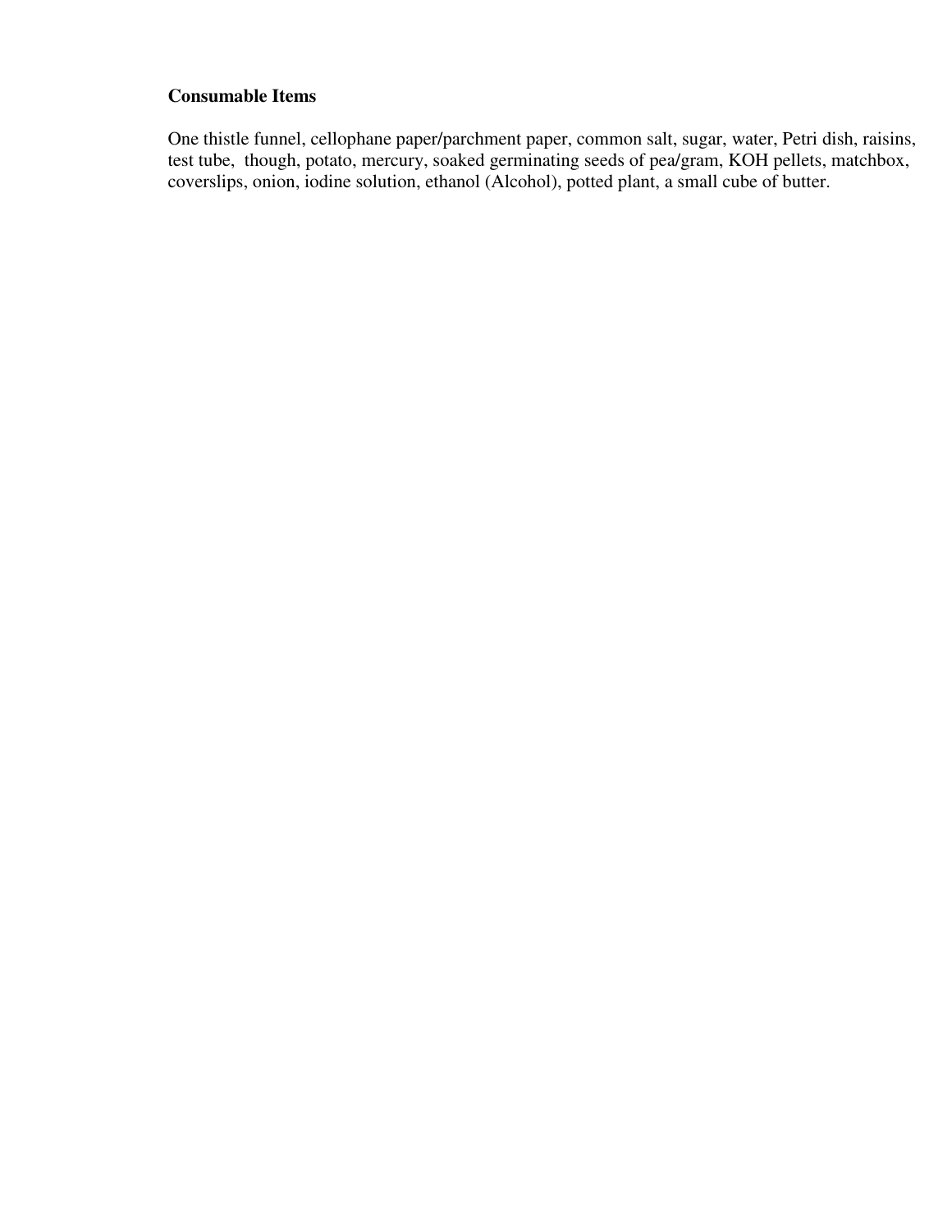**Consumable Items**

One thistle funnel, cellophane paper/parchment paper, common salt, sugar, water, Petri dish, raisins, test tube, though, potato, mercury, soaked germinating seeds of pea/gram, KOH pellets, matchbox, coverslips, onion, iodine solution, ethanol (Alcohol), potted plant, a small cube of butter.